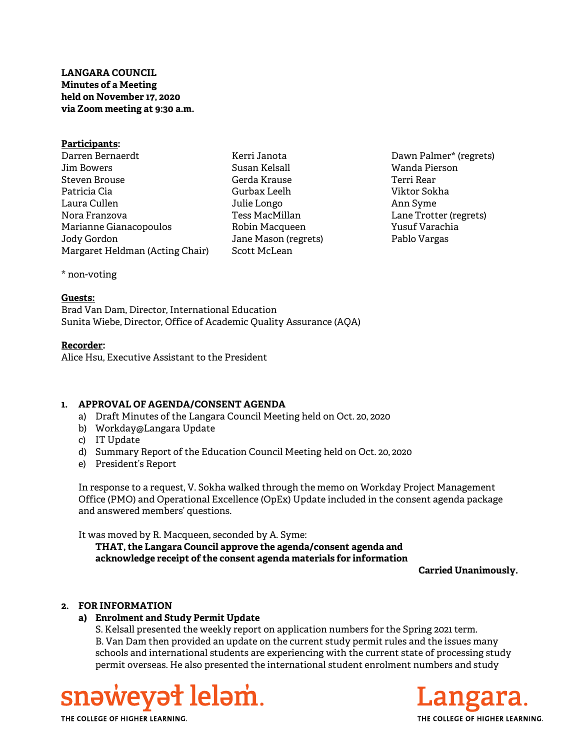**LANGARA COUNCIL**
**Minutes of a Meeting**
**held on November 17, 2020**
**via Zoom meeting at 9:30 a.m.**

**Participants:**

Darren Bernaerdt
Jim Bowers
Steven Brouse
Patricia Cia
Laura Cullen
Nora Franzova
Marianne Gianacopoulos
Jody Gordon
Margaret Heldman (Acting Chair)
Kerri Janota
Susan Kelsall
Gerda Krause
Gurbax Leelh
Julie Longo
Tess MacMillan
Robin Macqueen
Jane Mason (regrets)
Scott McLean
Dawn Palmer* (regrets)
Wanda Pierson
Terri Rear
Viktor Sokha
Ann Syme
Lane Trotter (regrets)
Yusuf Varachia
Pablo Vargas

\* non-voting

**Guests:**
Brad Van Dam, Director, International Education
Sunita Wiebe, Director, Office of Academic Quality Assurance (AQA)

**Recorder:**
Alice Hsu, Executive Assistant to the President

## 1. APPROVAL OF AGENDA/CONSENT AGENDA

a) Draft Minutes of the Langara Council Meeting held on Oct. 20, 2020
b) Workday@Langara Update
c) IT Update
d) Summary Report of the Education Council Meeting held on Oct. 20, 2020
e) President's Report

In response to a request, V. Sokha walked through the memo on Workday Project Management Office (PMO) and Operational Excellence (OpEx) Update included in the consent agenda package and answered members' questions.

It was moved by R. Macqueen, seconded by A. Syme:

**THAT, the Langara Council approve the agenda/consent agenda and acknowledge receipt of the consent agenda materials for information**

**Carried Unanimously.**

## 2. FOR INFORMATION

### a) Enrolment and Study Permit Update

S. Kelsall presented the weekly report on application numbers for the Spring 2021 term. B. Van Dam then provided an update on the current study permit rules and the issues many schools and international students are experiencing with the current state of processing study permit overseas. He also presented the international student enrolment numbers and study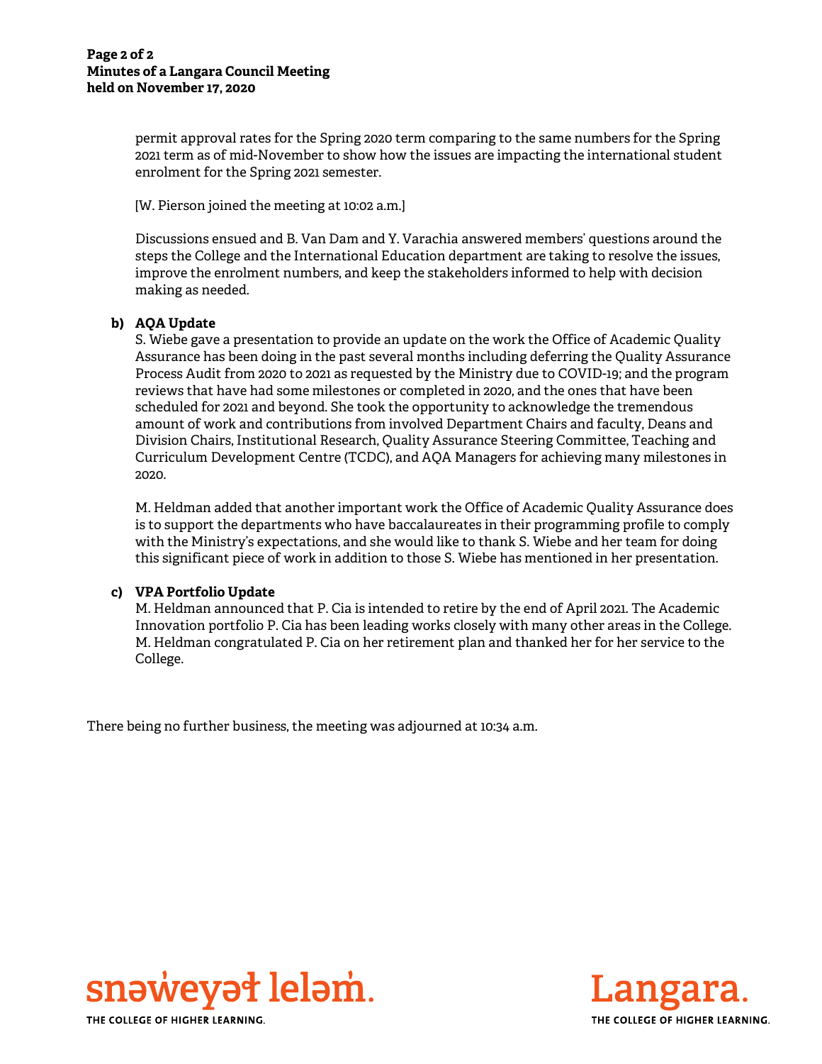permit approval rates for the Spring 2020 term comparing to the same numbers for the Spring 2021 term as of mid-November to show how the issues are impacting the international student enrolment for the Spring 2021 semester.

[W. Pierson joined the meeting at 10:02 a.m.]

Discussions ensued and B. Van Dam and Y. Varachia answered members' questions around the steps the College and the International Education department are taking to resolve the issues, improve the enrolment numbers, and keep the stakeholders informed to help with decision making as needed.

**b) AQA Update**

S. Wiebe gave a presentation to provide an update on the work the Office of Academic Quality Assurance has been doing in the past several months including deferring the Quality Assurance Process Audit from 2020 to 2021 as requested by the Ministry due to COVID-19; and the program reviews that have had some milestones or completed in 2020, and the ones that have been scheduled for 2021 and beyond. She took the opportunity to acknowledge the tremendous amount of work and contributions from involved Department Chairs and faculty, Deans and Division Chairs, Institutional Research, Quality Assurance Steering Committee, Teaching and Curriculum Development Centre (TCDC), and AQA Managers for achieving many milestones in 2020.

M. Heldman added that another important work the Office of Academic Quality Assurance does is to support the departments who have baccalaureates in their programming profile to comply with the Ministry's expectations, and she would like to thank S. Wiebe and her team for doing this significant piece of work in addition to those S. Wiebe has mentioned in her presentation.

**c) VPA Portfolio Update**

M. Heldman announced that P. Cia is intended to retire by the end of April 2021. The Academic Innovation portfolio P. Cia has been leading works closely with many other areas in the College. M. Heldman congratulated P. Cia on her retirement plan and thanked her for her service to the College.

There being no further business, the meeting was adjourned at 10:34 a.m.

snəw̓eyəɬ leləm̓. THE COLLEGE OF HIGHER LEARNING.

Langara. THE COLLEGE OF HIGHER LEARNING.